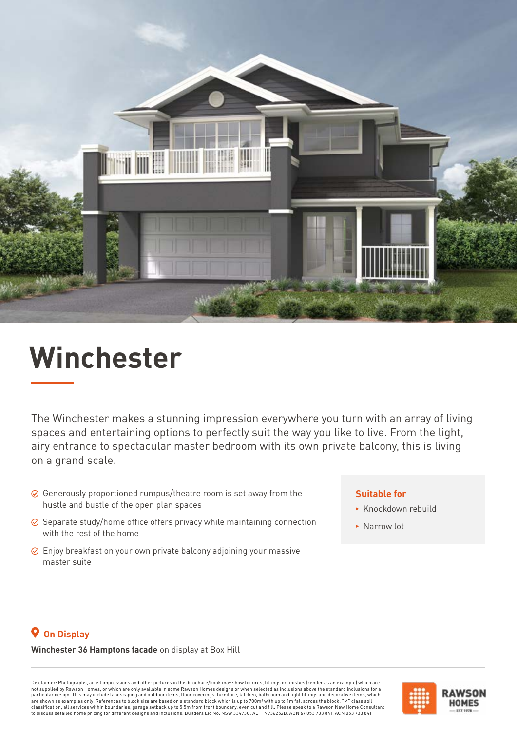# Winchester

The Winchester makes a stunning impression everywhere you turn with an array of living spaces and entertaining options to perfectly suit the way you like to live. From the light, airy entrance to spectacular master bedroom with its own private balcony, this is living on a grand scale.

- Generously proportioned rumpus/theatre room is set away from the hustle and bustle of the open plan spaces
- Separate study/home office offers privacy while maintaining connection with the rest of the home
- Enjoy breakfast on your own private balcony adjoining your massive master suite

### Suitable for

- Knockdown rebuild
- Narrow lot

### On Display

**Winchester 36 Hamptons facade** on display at Box Hill

Disclaimer: Photographs, artist impressions and other pictures in this brochure/book may show fixtures, fittings or finishes (render as an example) which are not supplied by Rawson Homes, or which are only available in some Rawson Homes designs or when selected as inclusions above the standard inclusions for a particular design. This may include landscaping and outdoor items, floor coverings, furniture, kitchen, bathroom and light fittings and decorative items, which are shown as examples only. References to block size are based on a standard block which is up to 700m² with up to 1m fall across the block, "M" class soil classification, all services within boundaries, garage setback up to 5.5m from front boundary, even cut and fill. Please speak to a Rawson New Home Consultant to discuss detailed home pricing for different designs and inclusions. Builders Lic No. NSW 33493C. ACT 19936252B. ABN 67 053 733 841. ACN 053 733 841

RAWSON HOMES EST 1978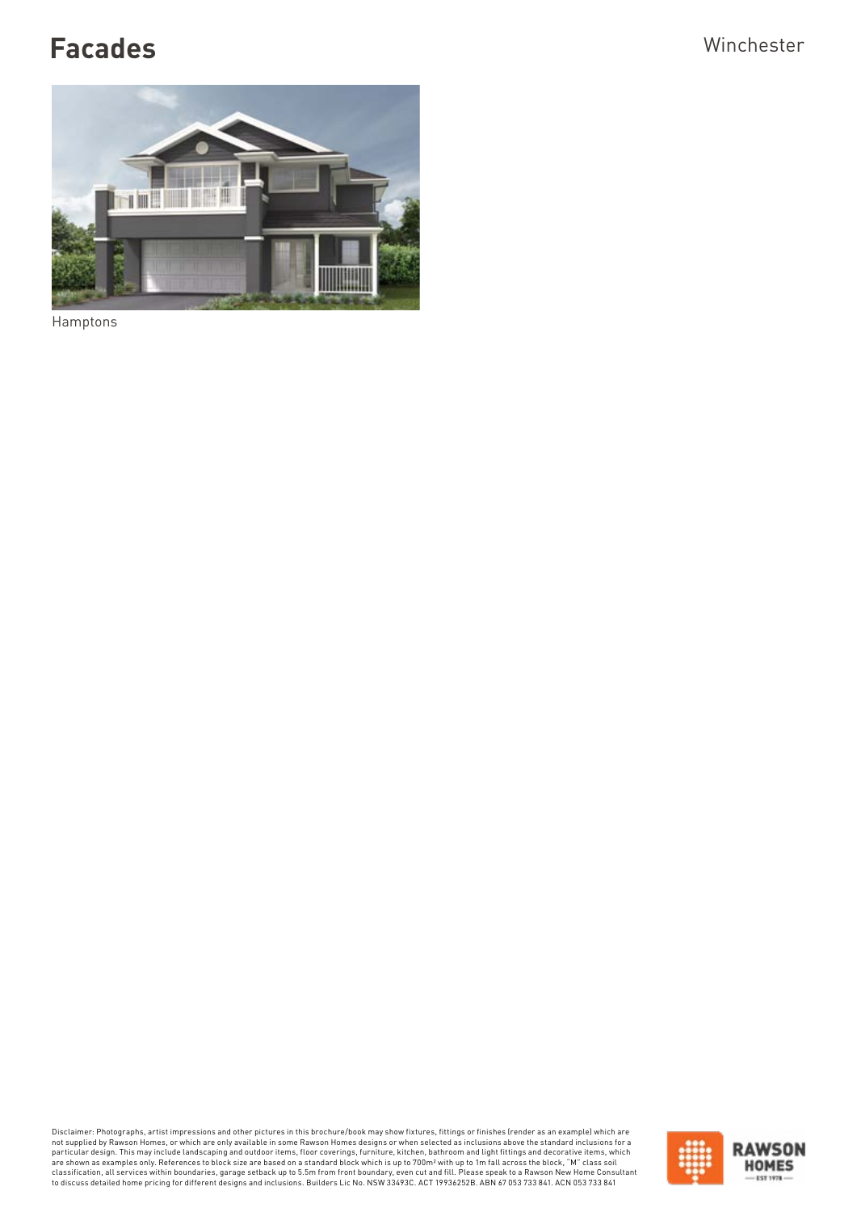# Facades

Winchester

Hamptons

Disclaimer: Photographs, artist impressions and other pictures in this brochure/book may show fixtures, fittings or finishes (render as an example) which are not supplied by Rawson Homes, or which are only available in some Rawson Homes designs or when selected as inclusions above the standard inclusions for a particular design. This may include landscaping and outdoor items, floor coverings, furniture, kitchen, bathroom and light fittings and decorative items, which are shown as examples only. References to block size are based on a standard block which is up to 700m² with up to 1m fall across the block, "M" class soil classification, all services within boundaries, garage setback up to 5.5m from front boundary, even cut and fill. Please speak to a Rawson New Home Consultant to discuss detailed home pricing for different designs and inclusions. Builders Lic No. NSW 33493C. ACT 19936252B. ABN 67 053 733 841. ACN 053 733 841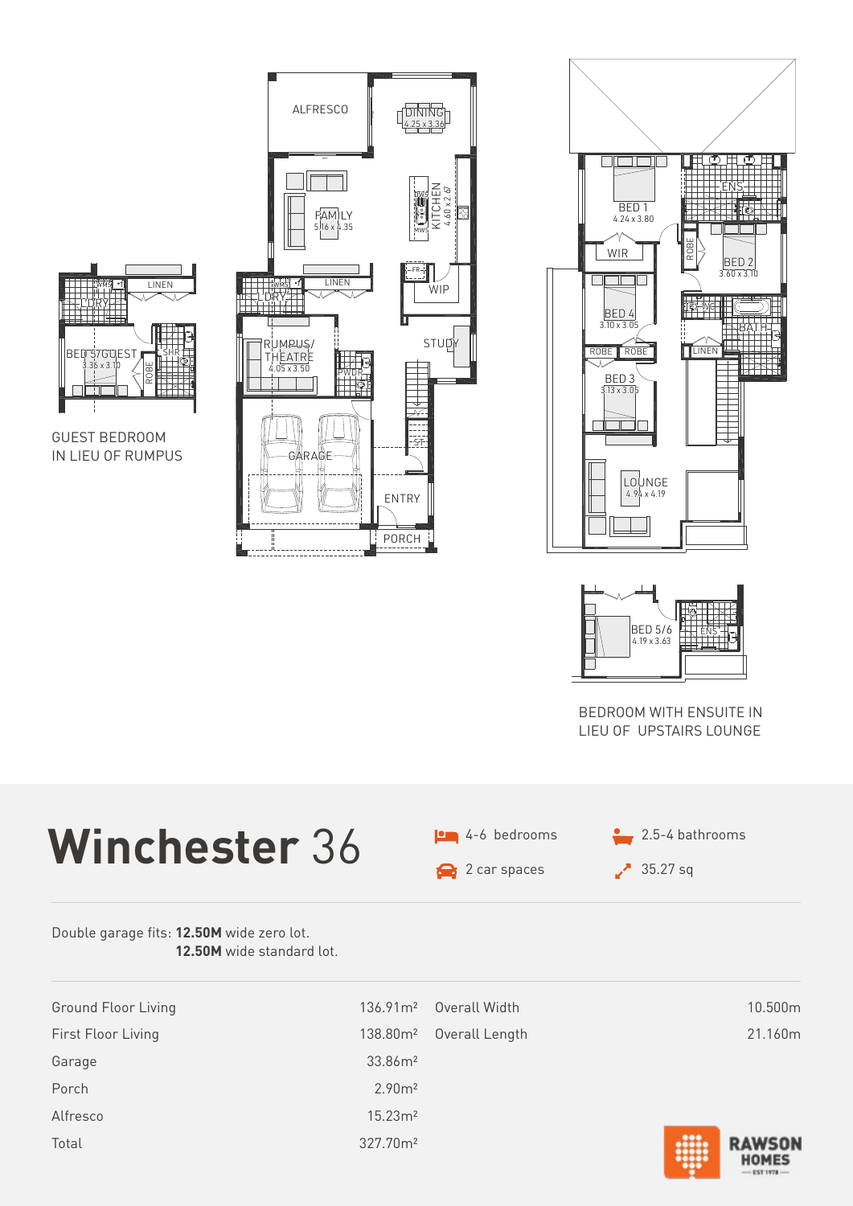GUEST BEDROOM IN LIEU OF RUMPUS

BEDROOM WITH ENSUITE IN LIEU OF UPSTAIRS LOUNGE

# **Winchester** 36

4-6 bedrooms

2.5-4 bathrooms

2 car spaces

35.27 sq

Double garage fits: **12.50M** wide zero lot.
**12.50M** wide standard lot.

| | | | |
|---|---|---|---|
| Ground Floor Living | 136.91m² | Overall Width | 10.500m |
| First Floor Living | 138.80m² | Overall Length | 21.160m |
| Garage | 33.86m² | | |
| Porch | 2.90m² | | |
| Alfresco | 15.23m² | | |
| Total | 327.70m² | | |

RAWSON HOMES EST 1978